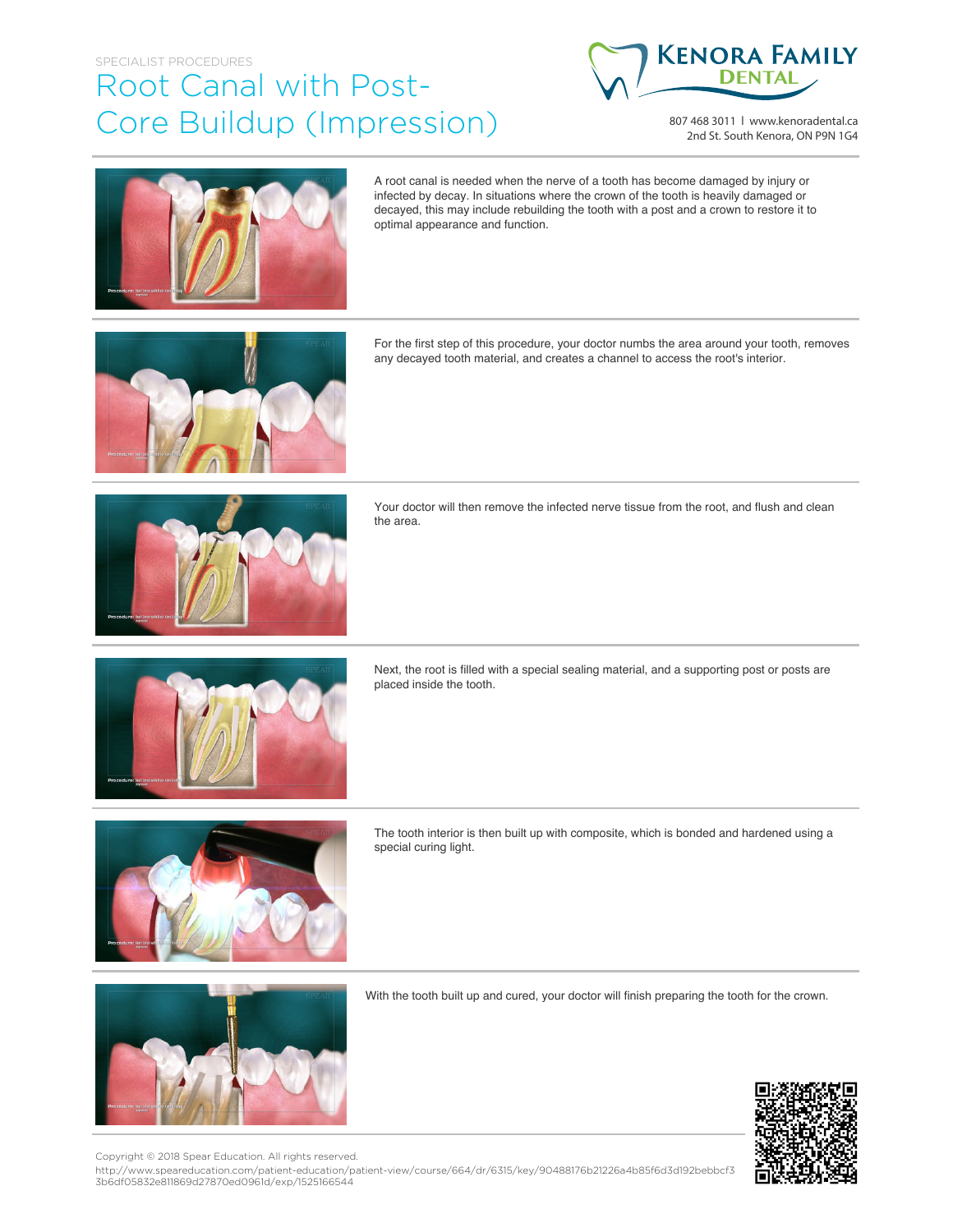SPECIALIST PROCEDURES

# Root Canal with Post-Core Buildup (Impression)

**KENORA FAMILY DENTAL**

807 468 3011 | www.kenoradental.ca
2nd St. South Kenora, ON P9N 1G4

A root canal is needed when the nerve of a tooth has become damaged by injury or infected by decay. In situations where the crown of the tooth is heavily damaged or decayed, this may include rebuilding the tooth with a post and a crown to restore it to optimal appearance and function.

For the first step of this procedure, your doctor numbs the area around your tooth, removes any decayed tooth material, and creates a channel to access the root's interior.

Your doctor will then remove the infected nerve tissue from the root, and flush and clean the area.

Next, the root is filled with a special sealing material, and a supporting post or posts are placed inside the tooth.

The tooth interior is then built up with composite, which is bonded and hardened using a special curing light.

With the tooth built up and cured, your doctor will finish preparing the tooth for the crown.

Copyright © 2018 Spear Education. All rights reserved.
http://www.speareducation.com/patient-education/patient-view/course/664/dr/6315/key/90488176b21226a4b85f6d3d192bebbcf33b6df05832e811869d27870ed0961d/exp/1525166544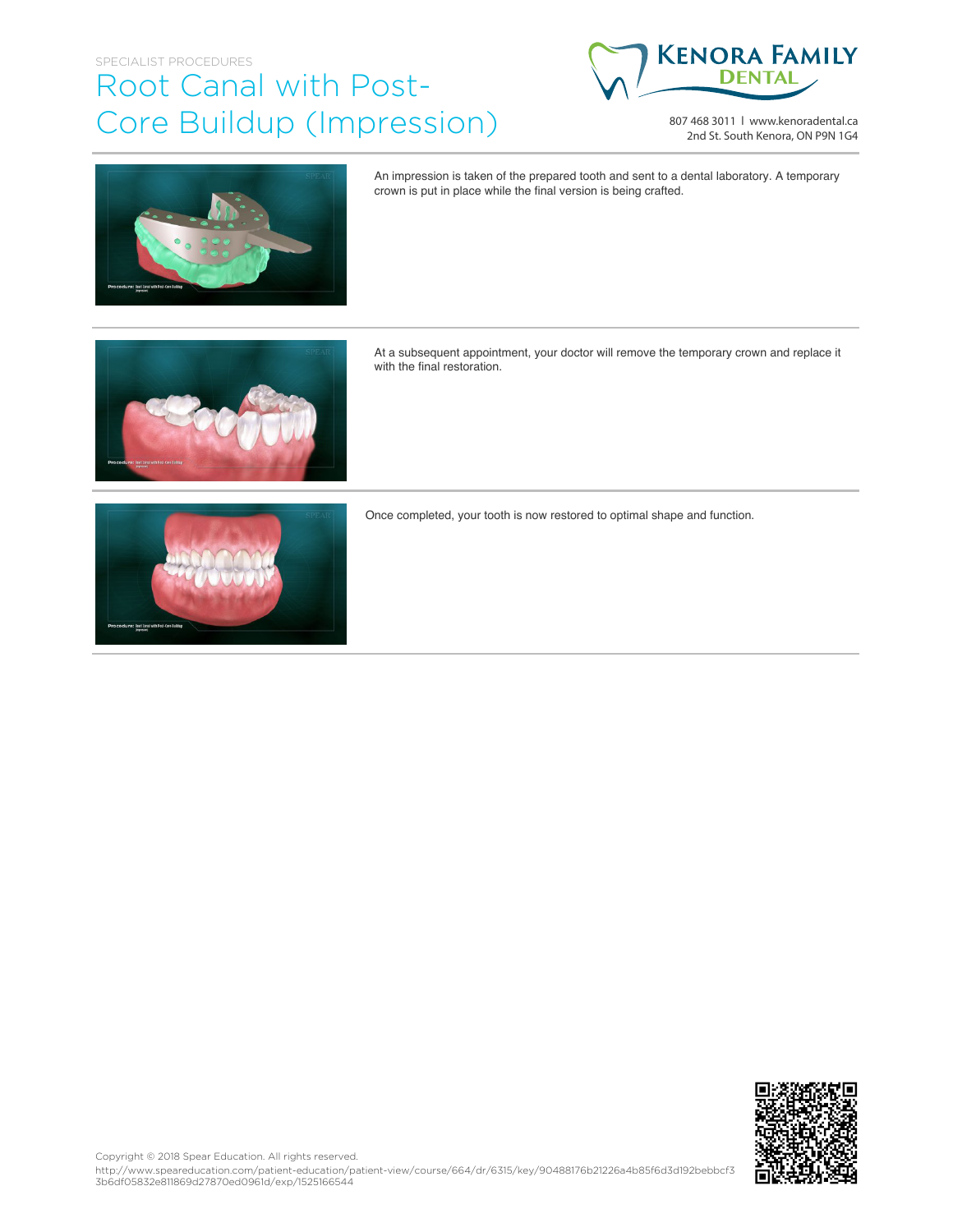SPECIALIST PROCEDURES

# Root Canal with Post-Core Buildup (Impression)

**KENORA FAMILY DENTAL**

807 468 3011 | www.kenoradental.ca
2nd St. South Kenora, ON P9N 1G4

An impression is taken of the prepared tooth and sent to a dental laboratory. A temporary crown is put in place while the final version is being crafted.

At a subsequent appointment, your doctor will remove the temporary crown and replace it with the final restoration.

Once completed, your tooth is now restored to optimal shape and function.

Copyright © 2018 Spear Education. All rights reserved.
http://www.speareducation.com/patient-education/patient-view/course/664/dr/6315/key/90488176b21226a4b85f6d3d192bebbcf33b6df05832e811869d27870ed0961d/exp/1525166544